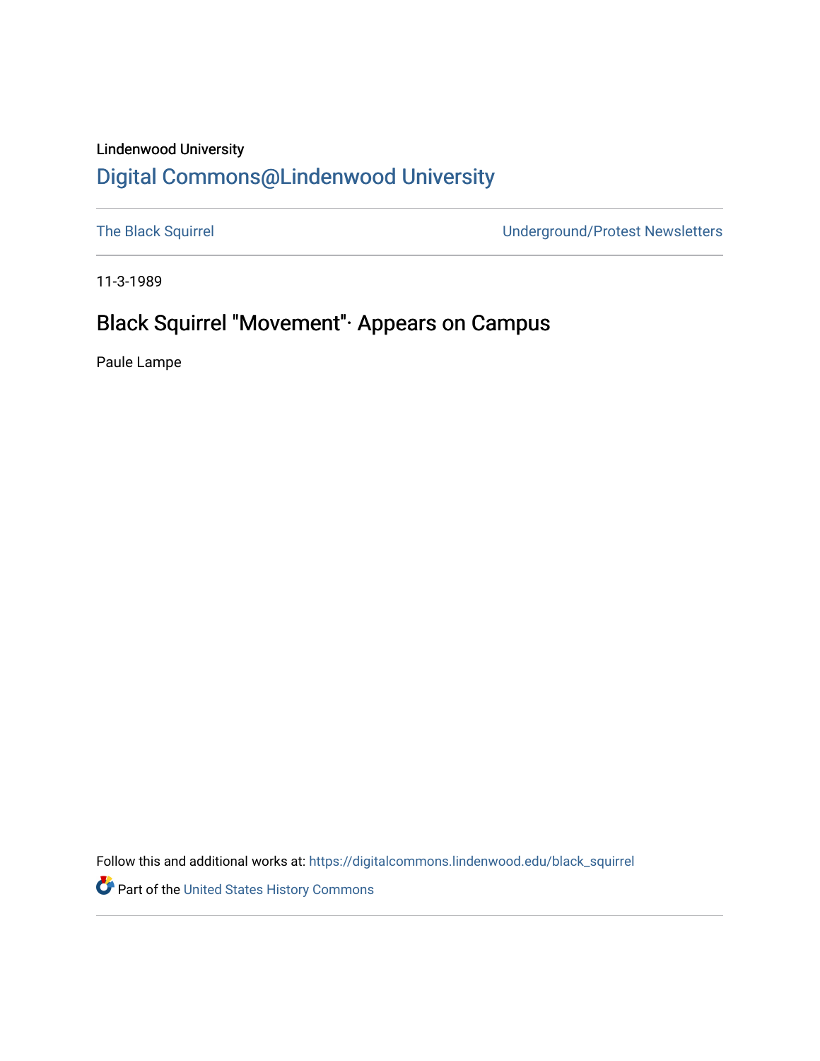Lindenwood University

# Digital Commons@Lindenwood University

The Black Squirrel | Underground/Protest Newsletters

11-3-1989

## Black Squirrel "Movement"· Appears on Campus

Paule Lampe

Follow this and additional works at: https://digitalcommons.lindenwood.edu/black_squirrel

Part of the United States History Commons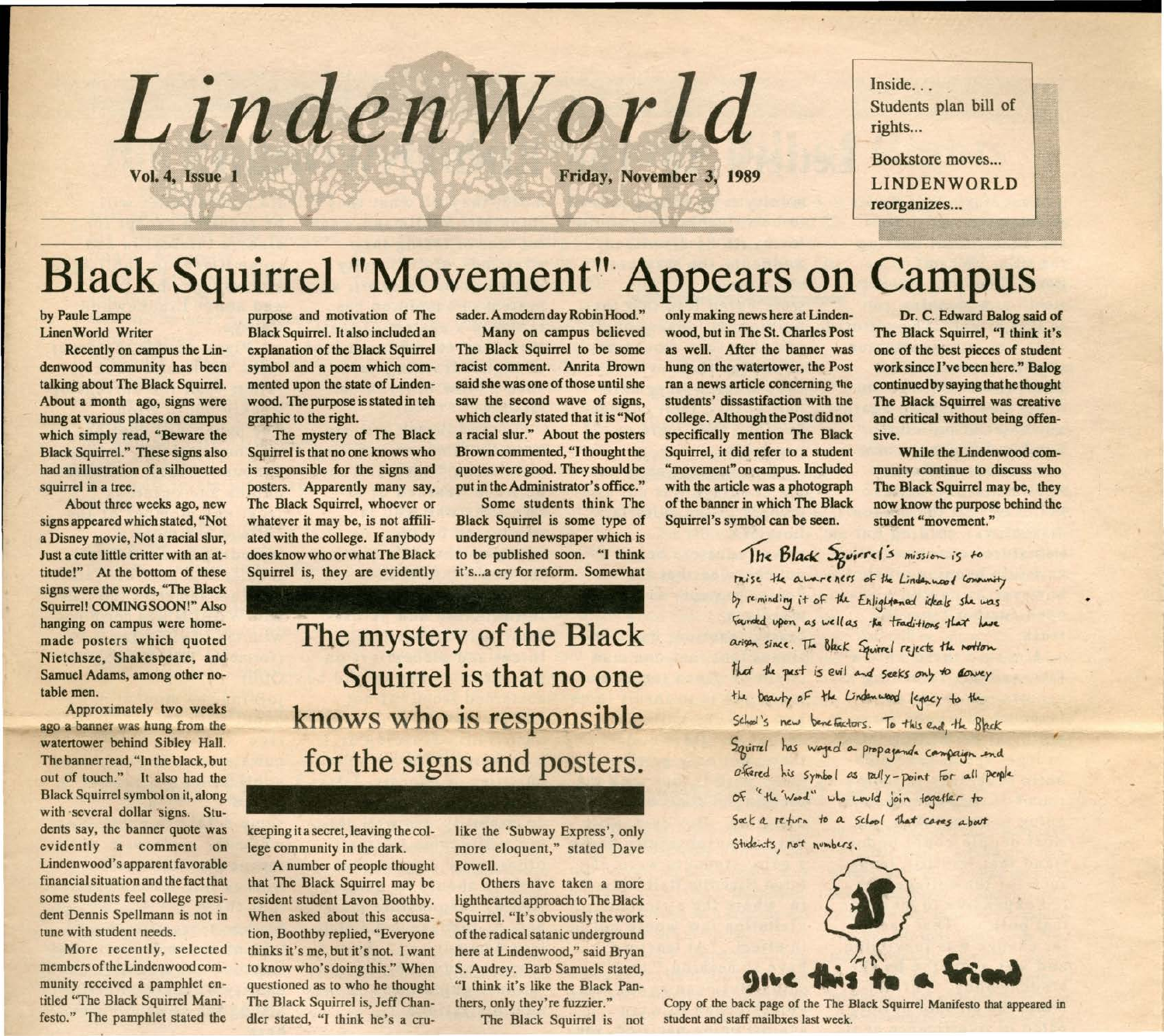# LindenWorld

Vol. 4, Issue 1 Friday, November 3, 1989

Inside...
Students plan bill of rights...
Bookstore moves...
LINDENWORLD reorganizes...

# Black Squirrel "Movement" Appears on Campus

by Paule Lampe
LinenWorld Writer

Recently on campus the Lindenwood community has been talking about The Black Squirrel. About a month ago, signs were hung at various places on campus which simply read, "Beware the Black Squirrel." These signs also had an illustration of a silhouetted squirrel in a tree.

About three weeks ago, new signs appeared which stated, "Not a Disney movie, Not a racial slur, Just a cute little critter with an attitude!" At the bottom of these signs were the words, "The Black Squirrel! COMING SOON!" Also hanging on campus were homemade posters which quoted Nietchsze, Shakespeare, and Samuel Adams, among other notable men.

Approximately two weeks ago a banner was hung from the watertower behind Sibley Hall. The banner read, "In the black, but out of touch." It also had the Black Squirrel symbol on it, along with several dollar signs. Students say, the banner quote was evidently a comment on Lindenwood's apparent favorable financial situation and the fact that some students feel college president Dennis Spellmann is not in tune with student needs.

More recently, selected members of the Lindenwood community received a pamphlet entitled "The Black Squirrel Manifesto." The pamphlet stated the purpose and motivation of The Black Squirrel. It also included an explanation of the Black Squirrel symbol and a poem which commented upon the state of Lindenwood. The purpose is stated in teh graphic to the right.

The mystery of The Black Squirrel is that no one knows who is responsible for the signs and posters. Apparently many say, The Black Squirrel, whoever or whatever it may be, is not affiliated with the college. If anybody does know who or what The Black Squirrel is, they are evidently keeping it a secret, leaving the college community in the dark.

> The mystery of the Black Squirrel is that no one knows who is responsible for the signs and posters.

A number of people thought that The Black Squirrel may be resident student Lavon Boothby. When asked about this accusation, Boothby replied, "Everyone thinks it's me, but it's not. I want to know who's doing this." When questioned as to who he thought The Black Squirrel is, Jeff Chandler stated, "I think he's a crusader. A modern day Robin Hood."

Many on campus believed The Black Squirrel to be some racist comment. Anrita Brown said she was one of those until she saw the second wave of signs, which clearly stated that it is "Not a racial slur." About the posters Brown commented, "I thought the quotes were good. They should be put in the Administrator's office."

Some students think The Black Squirrel is some type of underground newspaper which is to be published soon. "I think it's...a cry for reform. Somewhat like the 'Subway Express', only more eloquent," stated Dave Powell.

Others have taken a more lighthearted approach to The Black Squirrel. "It's obviously the work of the radical satanic underground here at Lindenwood," said Bryan S. Audrey. Barb Samuels stated, "I think it's like the Black Panthers, only they're fuzzier."

The Black Squirrel is not only making news here at Lindenwood, but in The St. Charles Post as well. After the banner was hung on the watertower, the Post ran a news article concerning the students' dissatisfaction with the college. Although the Post did not specifically mention The Black Squirrel, it did refer to a student "movement" on campus. Included with the article was a photograph of the banner in which The Black Squirrel's symbol can be seen.

Dr. C. Edward Balog said of The Black Squirrel, "I think it's one of the best pieces of student work since I've been here." Balog continued by saying that he thought The Black Squirrel was creative and critical without being offensive.

While the Lindenwood community continue to discuss who The Black Squirrel may be, they now know the purpose behind the student "movement."

The Black Squirrel's mission is to raise the awareness of the Lindenwood Community by reminding it of the Enlightened ideals she was founded upon, as well as the traditions that have arisen since. The Black Squirrel rejects the notion that the past is evil and seeks only to convey the beauty of the Lindenwood legacy to the School's new benefactors. To this end, the Black Squirrel has waged a propaganda campaign and offered his symbol as rally-point for all people of "the 'Wood" who would join together to seek a return to a school that cares about students, not numbers.

give this to a friend

Copy of the back page of the The Black Squirrel Manifesto that appeared in student and staff mailbxes last week.